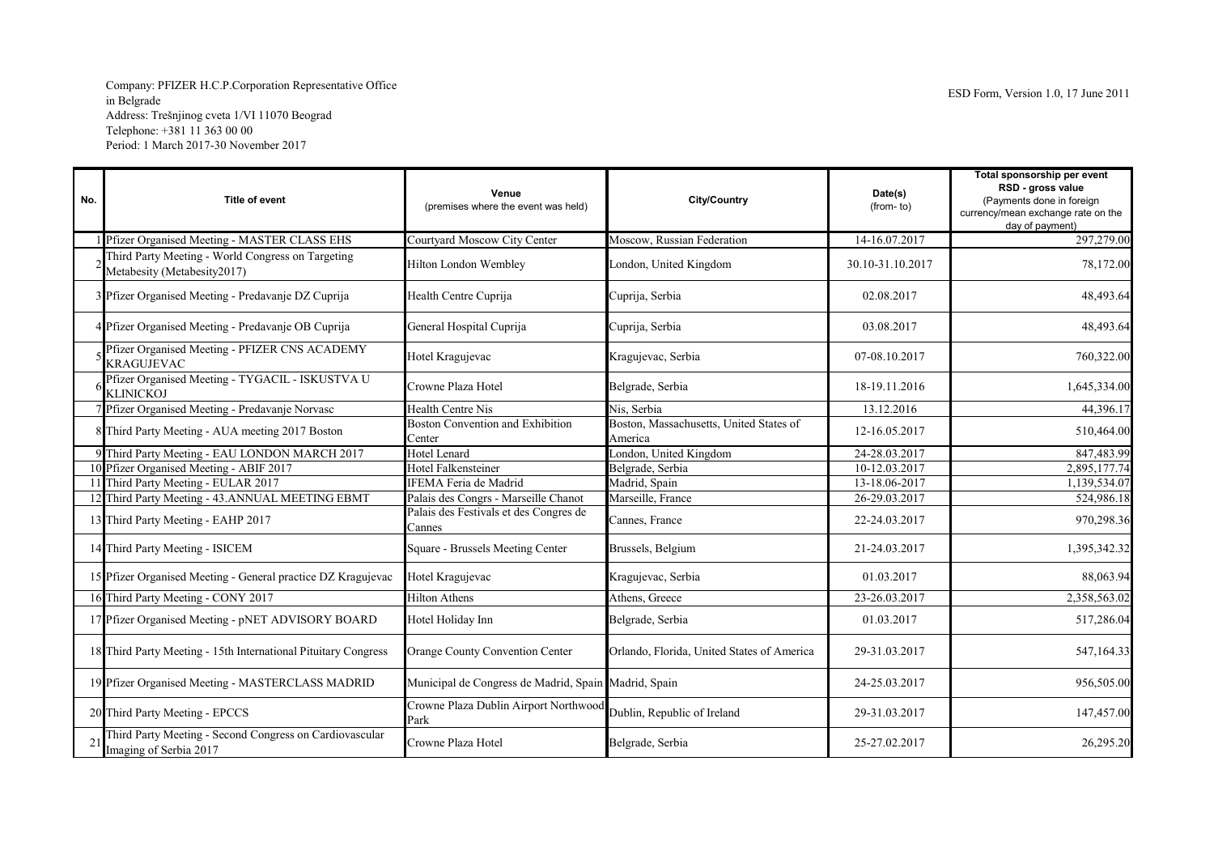Company: PFIZER H.C.P.Corporation Representative Office in Belgrade
Address: Trešnjinog cveta 1/VI 11070 Beograd
Telephone: +381 11 363 00 00
Period: 1 March 2017-30 November 2017

ESD Form, Version 1.0, 17 June 2011

| No. | Title of event | Venue (premises where the event was held) | City/Country | Date(s) (from- to) | Total sponsorship per event RSD - gross value (Payments done in foreign currency/mean exchange rate on the day of payment) |
|---|---|---|---|---|---|
| 1 | Pfizer Organised Meeting - MASTER CLASS EHS | Courtyard Moscow City Center | Moscow, Russian Federation | 14-16.07.2017 | 297,279.00 |
| 2 | Third Party Meeting - World Congress on Targeting Metabesity (Metabesity2017) | Hilton London Wembley | London, United Kingdom | 30.10-31.10.2017 | 78,172.00 |
| 3 | Pfizer Organised Meeting - Predavanje DZ Cuprija | Health Centre Cuprija | Cuprija, Serbia | 02.08.2017 | 48,493.64 |
| 4 | Pfizer Organised Meeting - Predavanje OB Cuprija | General Hospital Cuprija | Cuprija, Serbia | 03.08.2017 | 48,493.64 |
| 5 | Pfizer Organised Meeting - PFIZER CNS ACADEMY KRAGUJEVAC | Hotel Kragujevac | Kragujevac, Serbia | 07-08.10.2017 | 760,322.00 |
| 6 | Pfizer Organised Meeting - TYGACIL - ISKUSTVA U KLINICKOJ | Crowne Plaza Hotel | Belgrade, Serbia | 18-19.11.2016 | 1,645,334.00 |
| 7 | Pfizer Organised Meeting - Predavanje Norvasc | Health Centre Nis | Nis, Serbia | 13.12.2016 | 44,396.17 |
| 8 | Third Party Meeting - AUA meeting 2017 Boston | Boston Convention and Exhibition Center | Boston, Massachusetts, United States of America | 12-16.05.2017 | 510,464.00 |
| 9 | Third Party Meeting - EAU LONDON MARCH 2017 | Hotel Lenard | London, United Kingdom | 24-28.03.2017 | 847,483.99 |
| 10 | Pfizer Organised Meeting - ABIF 2017 | Hotel Falkensteiner | Belgrade, Serbia | 10-12.03.2017 | 2,895,177.74 |
| 11 | Third Party Meeting - EULAR 2017 | IFEMA Feria de Madrid | Madrid, Spain | 13-18.06-2017 | 1,139,534.07 |
| 12 | Third Party Meeting - 43.ANNUAL MEETING EBMT | Palais des Congrs - Marseille Chanot | Marseille, France | 26-29.03.2017 | 524,986.18 |
| 13 | Third Party Meeting - EAHP 2017 | Palais des Festivals et des Congres de Cannes | Cannes, France | 22-24.03.2017 | 970,298.36 |
| 14 | Third Party Meeting - ISICEM | Square - Brussels Meeting Center | Brussels, Belgium | 21-24.03.2017 | 1,395,342.32 |
| 15 | Pfizer Organised Meeting - General practice DZ Kragujevac | Hotel Kragujevac | Kragujevac, Serbia | 01.03.2017 | 88,063.94 |
| 16 | Third Party Meeting - CONY 2017 | Hilton Athens | Athens, Greece | 23-26.03.2017 | 2,358,563.02 |
| 17 | Pfizer Organised Meeting - pNET ADVISORY BOARD | Hotel Holiday Inn | Belgrade, Serbia | 01.03.2017 | 517,286.04 |
| 18 | Third Party Meeting - 15th International Pituitary Congress | Orange County Convention Center | Orlando, Florida, United States of America | 29-31.03.2017 | 547,164.33 |
| 19 | Pfizer Organised Meeting - MASTERCLASS MADRID | Municipal de Congress de Madrid, Spain | Madrid, Spain | 24-25.03.2017 | 956,505.00 |
| 20 | Third Party Meeting - EPCCS | Crowne Plaza Dublin Airport Northwood Park | Dublin, Republic of Ireland | 29-31.03.2017 | 147,457.00 |
| 21 | Third Party Meeting - Second Congress on Cardiovascular Imaging of Serbia 2017 | Crowne Plaza Hotel | Belgrade, Serbia | 25-27.02.2017 | 26,295.20 |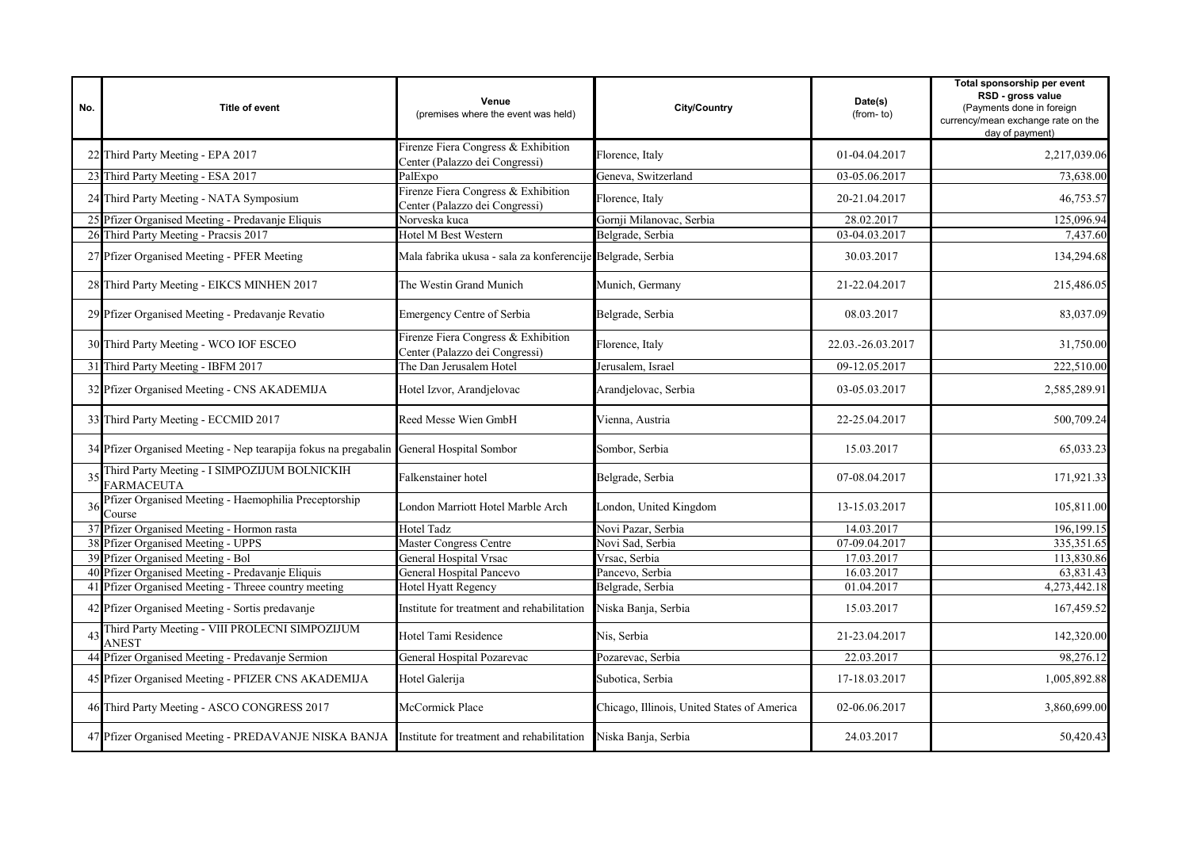| No. | Title of event | Venue (premises where the event was held) | City/Country | Date(s) (from- to) | Total sponsorship per event RSD - gross value (Payments done in foreign currency/mean exchange rate on the day of payment) |
|---|---|---|---|---|---|
| 22 | Third Party Meeting - EPA 2017 | Firenze Fiera Congress & Exhibition Center (Palazzo dei Congressi) | Florence, Italy | 01-04.04.2017 | 2,217,039.06 |
| 23 | Third Party Meeting - ESA 2017 | PalExpo | Geneva, Switzerland | 03-05.06.2017 | 73,638.00 |
| 24 | Third Party Meeting - NATA Symposium | Firenze Fiera Congress & Exhibition Center (Palazzo dei Congressi) | Florence, Italy | 20-21.04.2017 | 46,753.57 |
| 25 | Pfizer Organised Meeting - Predavanje Eliquis | Norveska kuca | Gornji Milanovac, Serbia | 28.02.2017 | 125,096.94 |
| 26 | Third Party Meeting - Pracsis 2017 | Hotel M Best Western | Belgrade, Serbia | 03-04.03.2017 | 7,437.60 |
| 27 | Pfizer Organised Meeting - PFER Meeting | Mala fabrika ukusa - sala za konferencije | Belgrade, Serbia | 30.03.2017 | 134,294.68 |
| 28 | Third Party Meeting - EIKCS MINHEN 2017 | The Westin Grand Munich | Munich, Germany | 21-22.04.2017 | 215,486.05 |
| 29 | Pfizer Organised Meeting - Predavanje Revatio | Emergency Centre of Serbia | Belgrade, Serbia | 08.03.2017 | 83,037.09 |
| 30 | Third Party Meeting - WCO IOF ESCEO | Firenze Fiera Congress & Exhibition Center (Palazzo dei Congressi) | Florence, Italy | 22.03.-26.03.2017 | 31,750.00 |
| 31 | Third Party Meeting - IBFM 2017 | The Dan Jerusalem Hotel | Jerusalem, Israel | 09-12.05.2017 | 222,510.00 |
| 32 | Pfizer Organised Meeting - CNS AKADEMIJA | Hotel Izvor, Arandjelovac | Arandjelovac, Serbia | 03-05.03.2017 | 2,585,289.91 |
| 33 | Third Party Meeting - ECCMID 2017 | Reed Messe Wien GmbH | Vienna, Austria | 22-25.04.2017 | 500,709.24 |
| 34 | Pfizer Organised Meeting - Nep tearapija fokus na pregabalin | General Hospital Sombor | Sombor, Serbia | 15.03.2017 | 65,033.23 |
| 35 | Third Party Meeting - I SIMPOZIJUM BOLNICKIH FARMACEUTA | Falkenstainer hotel | Belgrade, Serbia | 07-08.04.2017 | 171,921.33 |
| 36 | Pfizer Organised Meeting - Haemophilia Preceptorship Course | London Marriott Hotel Marble Arch | London, United Kingdom | 13-15.03.2017 | 105,811.00 |
| 37 | Pfizer Organised Meeting - Hormon rasta | Hotel Tadz | Novi Pazar, Serbia | 14.03.2017 | 196,199.15 |
| 38 | Pfizer Organised Meeting - UPPS | Master Congress Centre | Novi Sad, Serbia | 07-09.04.2017 | 335,351.65 |
| 39 | Pfizer Organised Meeting - Bol | General Hospital Vrsac | Vrsac, Serbia | 17.03.2017 | 113,830.86 |
| 40 | Pfizer Organised Meeting - Predavanje Eliquis | General Hospital Pancevo | Pancevo, Serbia | 16.03.2017 | 63,831.43 |
| 41 | Pfizer Organised Meeting - Threee country meeting | Hotel Hyatt Regency | Belgrade, Serbia | 01.04.2017 | 4,273,442.18 |
| 42 | Pfizer Organised Meeting - Sortis predavanje | Institute for treatment and rehabilitation | Niska Banja, Serbia | 15.03.2017 | 167,459.52 |
| 43 | Third Party Meeting - VIII PROLECNI SIMPOZIJUM ANEST | Hotel Tami Residence | Nis, Serbia | 21-23.04.2017 | 142,320.00 |
| 44 | Pfizer Organised Meeting - Predavanje Sermion | General Hospital Pozarevac | Pozarevac, Serbia | 22.03.2017 | 98,276.12 |
| 45 | Pfizer Organised Meeting - PFIZER CNS AKADEMIJA | Hotel Galerija | Subotica, Serbia | 17-18.03.2017 | 1,005,892.88 |
| 46 | Third Party Meeting - ASCO CONGRESS 2017 | McCormick Place | Chicago, Illinois, United States of America | 02-06.06.2017 | 3,860,699.00 |
| 47 | Pfizer Organised Meeting - PREDAVANJE NISKA BANJA | Institute for treatment and rehabilitation | Niska Banja, Serbia | 24.03.2017 | 50,420.43 |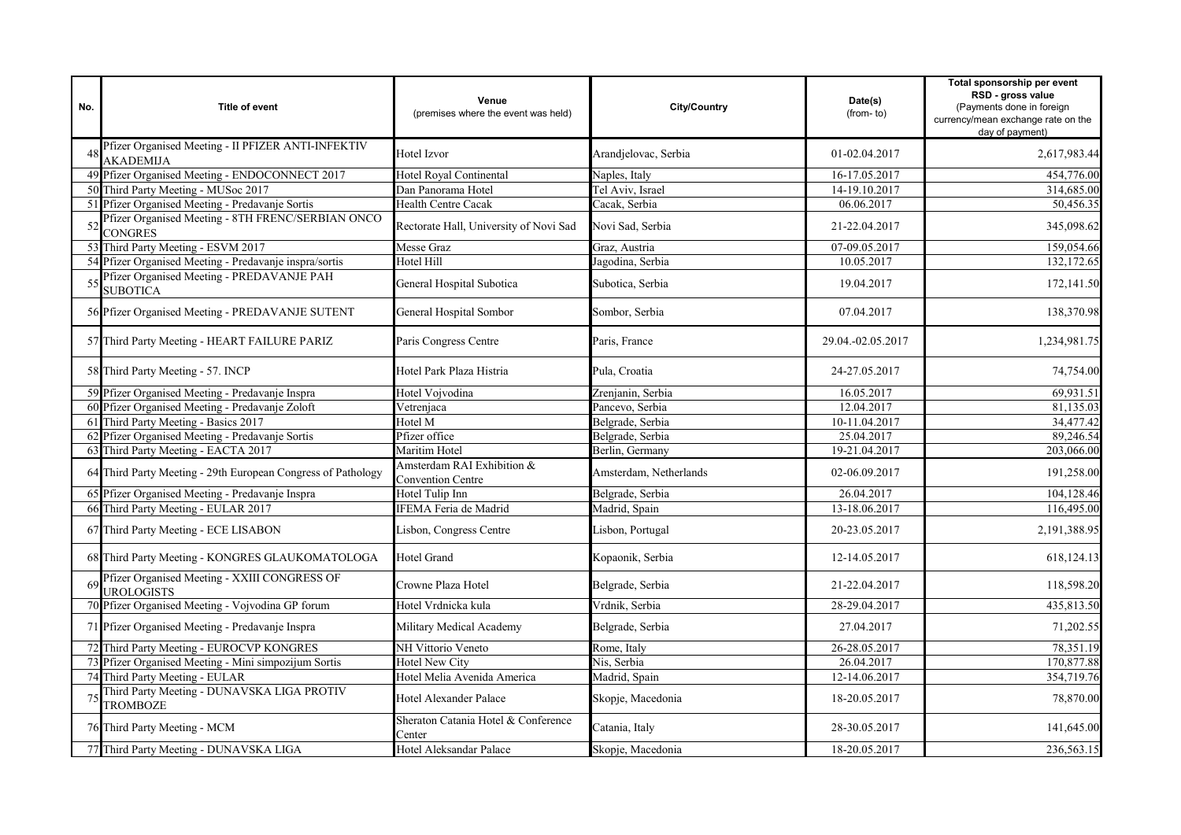| No. | Title of event | Venue (premises where the event was held) | City/Country | Date(s) (from- to) | Total sponsorship per event RSD - gross value (Payments done in foreign currency/mean exchange rate on the day of payment) |
|---|---|---|---|---|---|
| 48 | Pfizer Organised Meeting - II PFIZER ANTI-INFEKTIV AKADEMIJA | Hotel Izvor | Arandjelovac, Serbia | 01-02.04.2017 | 2,617,983.44 |
| 49 | Pfizer Organised Meeting - ENDOCONNECT 2017 | Hotel Royal Continental | Naples, Italy | 16-17.05.2017 | 454,776.00 |
| 50 | Third Party Meeting - MUSoc 2017 | Dan Panorama Hotel | Tel Aviv, Israel | 14-19.10.2017 | 314,685.00 |
| 51 | Pfizer Organised Meeting - Predavanje Sortis | Health Centre Cacak | Cacak, Serbia | 06.06.2017 | 50,456.35 |
| 52 | Pfizer Organised Meeting - 8TH FRENC/SERBIAN ONCO CONGRES | Rectorate Hall, University of Novi Sad | Novi Sad, Serbia | 21-22.04.2017 | 345,098.62 |
| 53 | Third Party Meeting - ESVM 2017 | Messe Graz | Graz, Austria | 07-09.05.2017 | 159,054.66 |
| 54 | Pfizer Organised Meeting - Predavanje inspra/sortis | Hotel Hill | Jagodina, Serbia | 10.05.2017 | 132,172.65 |
| 55 | Pfizer Organised Meeting - PREDAVANJE PAH SUBOTICA | General Hospital Subotica | Subotica, Serbia | 19.04.2017 | 172,141.50 |
| 56 | Pfizer Organised Meeting - PREDAVANJE SUTENT | General Hospital Sombor | Sombor, Serbia | 07.04.2017 | 138,370.98 |
| 57 | Third Party Meeting - HEART FAILURE PARIZ | Paris Congress Centre | Paris, France | 29.04.-02.05.2017 | 1,234,981.75 |
| 58 | Third Party Meeting - 57. INCP | Hotel Park Plaza Histria | Pula, Croatia | 24-27.05.2017 | 74,754.00 |
| 59 | Pfizer Organised Meeting - Predavanje Inspra | Hotel Vojvodina | Zrenjanin, Serbia | 16.05.2017 | 69,931.51 |
| 60 | Pfizer Organised Meeting - Predavanje Zoloft | Vetrenjaca | Pancevo, Serbia | 12.04.2017 | 81,135.03 |
| 61 | Third Party Meeting - Basics 2017 | Hotel M | Belgrade, Serbia | 10-11.04.2017 | 34,477.42 |
| 62 | Pfizer Organised Meeting - Predavanje Sortis | Pfizer office | Belgrade, Serbia | 25.04.2017 | 89,246.54 |
| 63 | Third Party Meeting - EACTA 2017 | Maritim Hotel | Berlin, Germany | 19-21.04.2017 | 203,066.00 |
| 64 | Third Party Meeting - 29th European Congress of Pathology | Amsterdam RAI Exhibition & Convention Centre | Amsterdam, Netherlands | 02-06.09.2017 | 191,258.00 |
| 65 | Pfizer Organised Meeting - Predavanje Inspra | Hotel Tulip Inn | Belgrade, Serbia | 26.04.2017 | 104,128.46 |
| 66 | Third Party Meeting - EULAR 2017 | IFEMA Feria de Madrid | Madrid, Spain | 13-18.06.2017 | 116,495.00 |
| 67 | Third Party Meeting - ECE LISABON | Lisbon, Congress Centre | Lisbon, Portugal | 20-23.05.2017 | 2,191,388.95 |
| 68 | Third Party Meeting - KONGRES GLAUKOMATOLOGA | Hotel Grand | Kopaonik, Serbia | 12-14.05.2017 | 618,124.13 |
| 69 | Pfizer Organised Meeting - XXIII CONGRESS OF UROLOGISTS | Crowne Plaza Hotel | Belgrade, Serbia | 21-22.04.2017 | 118,598.20 |
| 70 | Pfizer Organised Meeting - Vojvodina GP forum | Hotel Vrdnicka kula | Vrdnik, Serbia | 28-29.04.2017 | 435,813.50 |
| 71 | Pfizer Organised Meeting - Predavanje Inspra | Military Medical Academy | Belgrade, Serbia | 27.04.2017 | 71,202.55 |
| 72 | Third Party Meeting - EUROCVP KONGRES | NH Vittorio Veneto | Rome, Italy | 26-28.05.2017 | 78,351.19 |
| 73 | Pfizer Organised Meeting - Mini simpozijum Sortis | Hotel New City | Nis, Serbia | 26.04.2017 | 170,877.88 |
| 74 | Third Party Meeting - EULAR | Hotel Melia Avenida America | Madrid, Spain | 12-14.06.2017 | 354,719.76 |
| 75 | Third Party Meeting - DUNAVSKA LIGA PROTIV TROMBOZE | Hotel Alexander Palace | Skopje, Macedonia | 18-20.05.2017 | 78,870.00 |
| 76 | Third Party Meeting - MCM | Sheraton Catania Hotel & Conference Center | Catania, Italy | 28-30.05.2017 | 141,645.00 |
| 77 | Third Party Meeting - DUNAVSKA LIGA | Hotel Aleksandar Palace | Skopje, Macedonia | 18-20.05.2017 | 236,563.15 |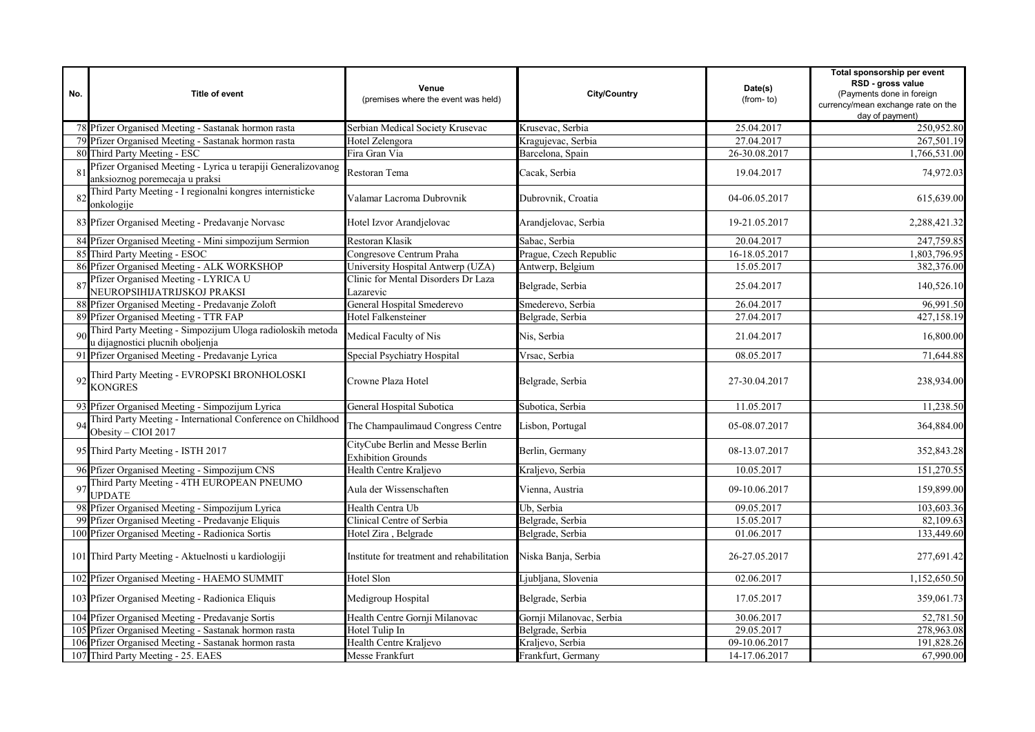| No. | Title of event | Venue (premises where the event was held) | City/Country | Date(s) (from- to) | Total sponsorship per event RSD - gross value (Payments done in foreign currency/mean exchange rate on the day of payment) |
|---|---|---|---|---|---|
| 78 | Pfizer Organised Meeting - Sastanak hormon rasta | Serbian Medical Society Krusevac | Krusevac, Serbia | 25.04.2017 | 250,952.80 |
| 79 | Pfizer Organised Meeting - Sastanak hormon rasta | Hotel Zelengora | Kragujevac, Serbia | 27.04.2017 | 267,501.19 |
| 80 | Third Party Meeting - ESC | Fira Gran Via | Barcelona, Spain | 26-30.08.2017 | 1,766,531.00 |
| 81 | Pfizer Organised Meeting - Lyrica u terapiji Generalizovanog anksioznog poremecaja u praksi | Restoran Tema | Cacak, Serbia | 19.04.2017 | 74,972.03 |
| 82 | Third Party Meeting - I regionalni kongres internisticke onkologije | Valamar Lacroma Dubrovnik | Dubrovnik, Croatia | 04-06.05.2017 | 615,639.00 |
| 83 | Pfizer Organised Meeting - Predavanje Norvasc | Hotel Izvor Arandjelovac | Arandjelovac, Serbia | 19-21.05.2017 | 2,288,421.32 |
| 84 | Pfizer Organised Meeting - Mini simpozijum Sermion | Restoran Klasik | Sabac, Serbia | 20.04.2017 | 247,759.85 |
| 85 | Third Party Meeting - ESOC | Congresove Centrum Praha | Prague, Czech Republic | 16-18.05.2017 | 1,803,796.95 |
| 86 | Pfizer Organised Meeting - ALK WORKSHOP | University Hospital Antwerp (UZA) | Antwerp, Belgium | 15.05.2017 | 382,376.00 |
| 87 | Pfizer Organised Meeting - LYRICA U NEUROPSIHIJATRIJSKOJ PRAKSI | Clinic for Mental Disorders Dr Laza Lazarevic | Belgrade, Serbia | 25.04.2017 | 140,526.10 |
| 88 | Pfizer Organised Meeting - Predavanje Zoloft | General Hospital Smederevo | Smederevo, Serbia | 26.04.2017 | 96,991.50 |
| 89 | Pfizer Organised Meeting - TTR FAP | Hotel Falkensteiner | Belgrade, Serbia | 27.04.2017 | 427,158.19 |
| 90 | Third Party Meeting - Simpozijum Uloga radioloskih metoda u dijagnostici plucnih oboljenja | Medical Faculty of Nis | Nis, Serbia | 21.04.2017 | 16,800.00 |
| 91 | Pfizer Organised Meeting - Predavanje Lyrica | Special Psychiatry Hospital | Vrsac, Serbia | 08.05.2017 | 71,644.88 |
| 92 | Third Party Meeting - EVROPSKI BRONHOLOSKI KONGRES | Crowne Plaza Hotel | Belgrade, Serbia | 27-30.04.2017 | 238,934.00 |
| 93 | Pfizer Organised Meeting - Simpozijum Lyrica | General Hospital Subotica | Subotica, Serbia | 11.05.2017 | 11,238.50 |
| 94 | Third Party Meeting - International Conference on Childhood Obesity – CIOI 2017 | The Champaulimaud Congress Centre | Lisbon, Portugal | 05-08.07.2017 | 364,884.00 |
| 95 | Third Party Meeting - ISTH 2017 | CityCube Berlin and Messe Berlin Exhibition Grounds | Berlin, Germany | 08-13.07.2017 | 352,843.28 |
| 96 | Pfizer Organised Meeting - Simpozijum CNS | Health Centre Kraljevo | Kraljevo, Serbia | 10.05.2017 | 151,270.55 |
| 97 | Third Party Meeting - 4TH EUROPEAN PNEUMO UPDATE | Aula der Wissenschaften | Vienna, Austria | 09-10.06.2017 | 159,899.00 |
| 98 | Pfizer Organised Meeting - Simpozijum Lyrica | Health Centra Ub | Ub, Serbia | 09.05.2017 | 103,603.36 |
| 99 | Pfizer Organised Meeting - Predavanje Eliquis | Clinical Centre of Serbia | Belgrade, Serbia | 15.05.2017 | 82,109.63 |
| 100 | Pfizer Organised Meeting - Radionica Sortis | Hotel Zira , Belgrade | Belgrade, Serbia | 01.06.2017 | 133,449.60 |
| 101 | Third Party Meeting - Aktuelnosti u kardiologiji | Institute for treatment and rehabilitation | Niska Banja, Serbia | 26-27.05.2017 | 277,691.42 |
| 102 | Pfizer Organised Meeting - HAEMO SUMMIT | Hotel Slon | Ljubljana, Slovenia | 02.06.2017 | 1,152,650.50 |
| 103 | Pfizer Organised Meeting - Radionica Eliquis | Medigroup Hospital | Belgrade, Serbia | 17.05.2017 | 359,061.73 |
| 104 | Pfizer Organised Meeting - Predavanje Sortis | Health Centre Gornji Milanovac | Gornji Milanovac, Serbia | 30.06.2017 | 52,781.50 |
| 105 | Pfizer Organised Meeting - Sastanak hormon rasta | Hotel Tulip In | Belgrade, Serbia | 29.05.2017 | 278,963.08 |
| 106 | Pfizer Organised Meeting - Sastanak hormon rasta | Health Centre Kraljevo | Kraljevo, Serbia | 09-10.06.2017 | 191,828.26 |
| 107 | Third Party Meeting - 25. EAES | Messe Frankfurt | Frankfurt, Germany | 14-17.06.2017 | 67,990.00 |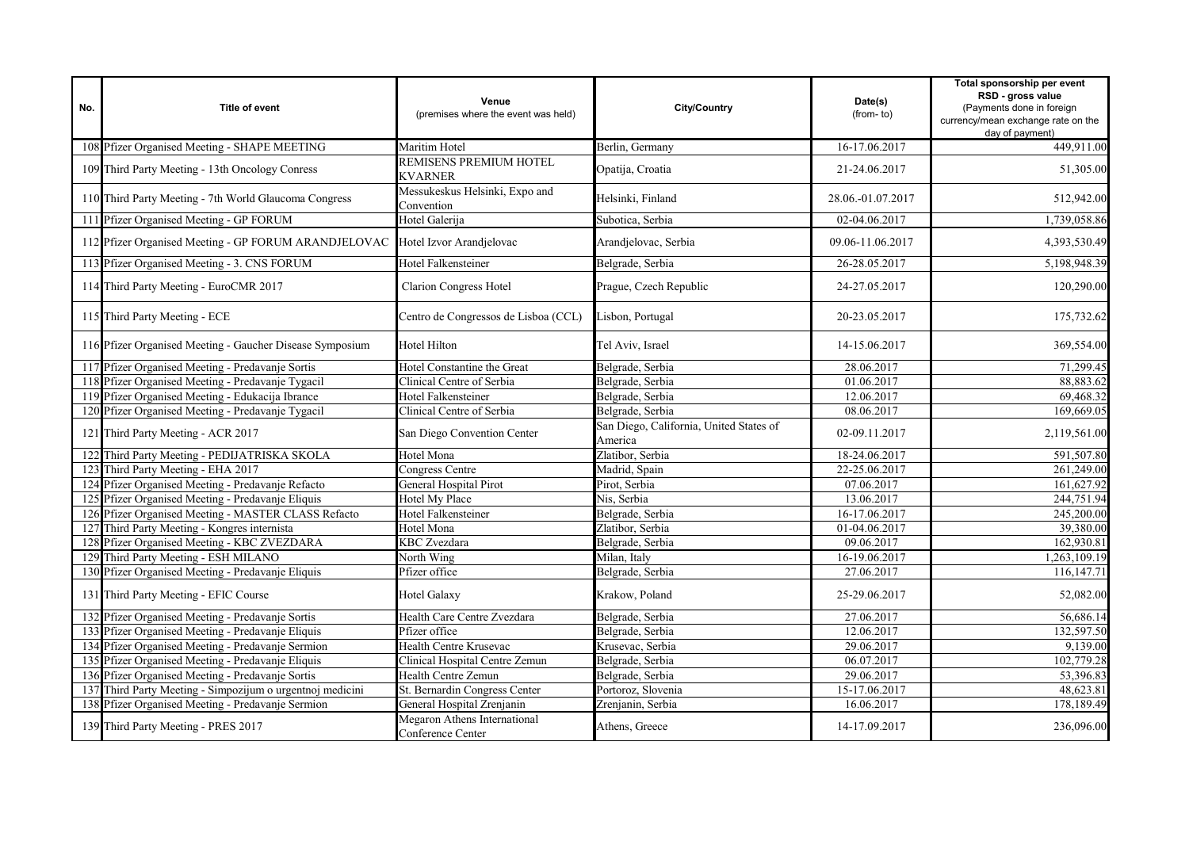| No. | Title of event | Venue (premises where the event was held) | City/Country | Date(s) (from- to) | Total sponsorship per event RSD - gross value (Payments done in foreign currency/mean exchange rate on the day of payment) |
|---|---|---|---|---|---|
| 108 | Pfizer Organised Meeting - SHAPE MEETING | Maritim Hotel | Berlin, Germany | 16-17.06.2017 | 449,911.00 |
| 109 | Third Party Meeting - 13th Oncology Conress | REMISENS PREMIUM HOTEL KVARNER | Opatija, Croatia | 21-24.06.2017 | 51,305.00 |
| 110 | Third Party Meeting - 7th World Glaucoma Congress | Messukeskus Helsinki, Expo and Convention | Helsinki, Finland | 28.06.-01.07.2017 | 512,942.00 |
| 111 | Pfizer Organised Meeting - GP FORUM | Hotel Galerija | Subotica, Serbia | 02-04.06.2017 | 1,739,058.86 |
| 112 | Pfizer Organised Meeting - GP FORUM ARANDJELOVAC | Hotel Izvor Arandjelovac | Arandjelovac, Serbia | 09.06-11.06.2017 | 4,393,530.49 |
| 113 | Pfizer Organised Meeting - 3. CNS FORUM | Hotel Falkensteiner | Belgrade, Serbia | 26-28.05.2017 | 5,198,948.39 |
| 114 | Third Party Meeting - EuroCMR 2017 | Clarion Congress Hotel | Prague, Czech Republic | 24-27.05.2017 | 120,290.00 |
| 115 | Third Party Meeting - ECE | Centro de Congressos de Lisboa (CCL) | Lisbon, Portugal | 20-23.05.2017 | 175,732.62 |
| 116 | Pfizer Organised Meeting - Gaucher Disease Symposium | Hotel Hilton | Tel Aviv, Israel | 14-15.06.2017 | 369,554.00 |
| 117 | Pfizer Organised Meeting - Predavanje Sortis | Hotel Constantine the Great | Belgrade, Serbia | 28.06.2017 | 71,299.45 |
| 118 | Pfizer Organised Meeting - Predavanje Tygacil | Clinical Centre of Serbia | Belgrade, Serbia | 01.06.2017 | 88,883.62 |
| 119 | Pfizer Organised Meeting - Edukacija Ibrance | Hotel Falkensteiner | Belgrade, Serbia | 12.06.2017 | 69,468.32 |
| 120 | Pfizer Organised Meeting - Predavanje Tygacil | Clinical Centre of Serbia | Belgrade, Serbia | 08.06.2017 | 169,669.05 |
| 121 | Third Party Meeting - ACR 2017 | San Diego Convention Center | San Diego, California, United States of America | 02-09.11.2017 | 2,119,561.00 |
| 122 | Third Party Meeting - PEDIJATRISKA SKOLA | Hotel Mona | Zlatibor, Serbia | 18-24.06.2017 | 591,507.80 |
| 123 | Third Party Meeting - EHA 2017 | Congress Centre | Madrid, Spain | 22-25.06.2017 | 261,249.00 |
| 124 | Pfizer Organised Meeting - Predavanje Refacto | General Hospital Pirot | Pirot, Serbia | 07.06.2017 | 161,627.92 |
| 125 | Pfizer Organised Meeting - Predavanje Eliquis | Hotel My Place | Nis, Serbia | 13.06.2017 | 244,751.94 |
| 126 | Pfizer Organised Meeting - MASTER CLASS Refacto | Hotel Falkensteiner | Belgrade, Serbia | 16-17.06.2017 | 245,200.00 |
| 127 | Third Party Meeting - Kongres internista | Hotel Mona | Zlatibor, Serbia | 01-04.06.2017 | 39,380.00 |
| 128 | Pfizer Organised Meeting - KBC ZVEZDARA | KBC Zvezdara | Belgrade, Serbia | 09.06.2017 | 162,930.81 |
| 129 | Third Party Meeting - ESH MILANO | North Wing | Milan, Italy | 16-19.06.2017 | 1,263,109.19 |
| 130 | Pfizer Organised Meeting - Predavanje Eliquis | Pfizer office | Belgrade, Serbia | 27.06.2017 | 116,147.71 |
| 131 | Third Party Meeting - EFIC Course | Hotel Galaxy | Krakow, Poland | 25-29.06.2017 | 52,082.00 |
| 132 | Pfizer Organised Meeting - Predavanje Sortis | Health Care Centre Zvezdara | Belgrade, Serbia | 27.06.2017 | 56,686.14 |
| 133 | Pfizer Organised Meeting - Predavanje Eliquis | Pfizer office | Belgrade, Serbia | 12.06.2017 | 132,597.50 |
| 134 | Pfizer Organised Meeting - Predavanje Sermion | Health Centre Krusevac | Krusevac, Serbia | 29.06.2017 | 9,139.00 |
| 135 | Pfizer Organised Meeting - Predavanje Eliquis | Clinical Hospital Centre Zemun | Belgrade, Serbia | 06.07.2017 | 102,779.28 |
| 136 | Pfizer Organised Meeting - Predavanje Sortis | Health Centre Zemun | Belgrade, Serbia | 29.06.2017 | 53,396.83 |
| 137 | Third Party Meeting - Simpozijum o urgentnoj medicini | St. Bernardin Congress Center | Portoroz, Slovenia | 15-17.06.2017 | 48,623.81 |
| 138 | Pfizer Organised Meeting - Predavanje Sermion | General Hospital Zrenjanin | Zrenjanin, Serbia | 16.06.2017 | 178,189.49 |
| 139 | Third Party Meeting - PRES 2017 | Megaron Athens International Conference Center | Athens, Greece | 14-17.09.2017 | 236,096.00 |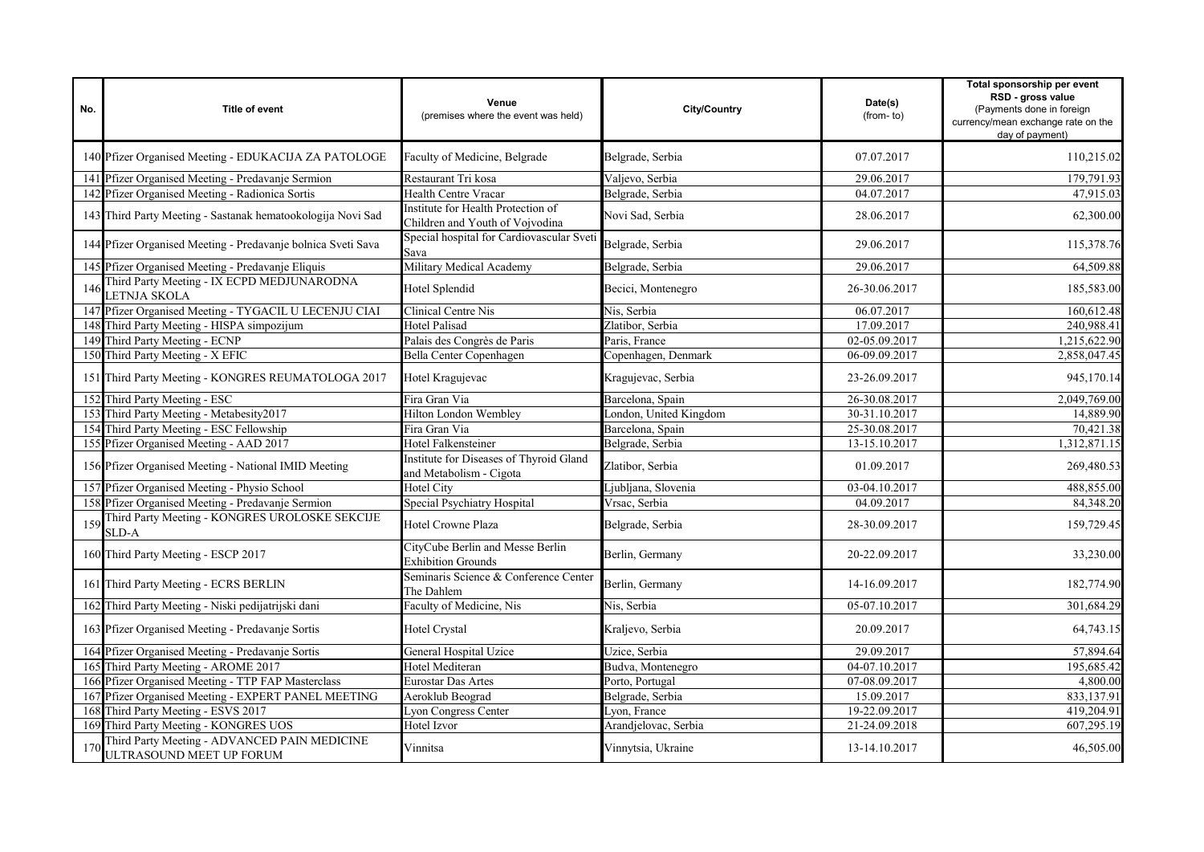| No. | Title of event | Venue (premises where the event was held) | City/Country | Date(s) (from- to) | Total sponsorship per event RSD - gross value (Payments done in foreign currency/mean exchange rate on the day of payment) |
|---|---|---|---|---|---|
| 140 | Pfizer Organised Meeting - EDUKACIJA ZA PATOLOGE | Faculty of Medicine, Belgrade | Belgrade, Serbia | 07.07.2017 | 110,215.02 |
| 141 | Pfizer Organised Meeting - Predavanje Sermion | Restaurant Tri kosa | Valjevo, Serbia | 29.06.2017 | 179,791.93 |
| 142 | Pfizer Organised Meeting - Radionica Sortis | Health Centre Vracar | Belgrade, Serbia | 04.07.2017 | 47,915.03 |
| 143 | Third Party Meeting - Sastanak hematookologija Novi Sad | Institute for Health Protection of Children and Youth of Vojvodina | Novi Sad, Serbia | 28.06.2017 | 62,300.00 |
| 144 | Pfizer Organised Meeting - Predavanje bolnica Sveti Sava | Special hospital for Cardiovascular Sveti Sava | Belgrade, Serbia | 29.06.2017 | 115,378.76 |
| 145 | Pfizer Organised Meeting - Predavanje Eliquis | Military Medical Academy | Belgrade, Serbia | 29.06.2017 | 64,509.88 |
| 146 | Third Party Meeting - IX ECPD MEDJUNARODNA LETNJA SKOLA | Hotel Splendid | Becici, Montenegro | 26-30.06.2017 | 185,583.00 |
| 147 | Pfizer Organised Meeting - TYGACIL U LECENJU CIAI | Clinical Centre Nis | Nis, Serbia | 06.07.2017 | 160,612.48 |
| 148 | Third Party Meeting - HISPA simpozijum | Hotel Palisad | Zlatibor, Serbia | 17.09.2017 | 240,988.41 |
| 149 | Third Party Meeting - ECNP | Palais des Congrès de Paris | Paris, France | 02-05.09.2017 | 1,215,622.90 |
| 150 | Third Party Meeting - X EFIC | Bella Center Copenhagen | Copenhagen, Denmark | 06-09.09.2017 | 2,858,047.45 |
| 151 | Third Party Meeting - KONGRES REUMATOLOGA 2017 | Hotel Kragujevac | Kragujevac, Serbia | 23-26.09.2017 | 945,170.14 |
| 152 | Third Party Meeting - ESC | Fira Gran Via | Barcelona, Spain | 26-30.08.2017 | 2,049,769.00 |
| 153 | Third Party Meeting - Metabesity2017 | Hilton London Wembley | London, United Kingdom | 30-31.10.2017 | 14,889.90 |
| 154 | Third Party Meeting - ESC Fellowship | Fira Gran Via | Barcelona, Spain | 25-30.08.2017 | 70,421.38 |
| 155 | Pfizer Organised Meeting - AAD 2017 | Hotel Falkensteiner | Belgrade, Serbia | 13-15.10.2017 | 1,312,871.15 |
| 156 | Pfizer Organised Meeting - National IMID Meeting | Institute for Diseases of Thyroid Gland and Metabolism - Cigota | Zlatibor, Serbia | 01.09.2017 | 269,480.53 |
| 157 | Pfizer Organised Meeting - Physio School | Hotel City | Ljubljana, Slovenia | 03-04.10.2017 | 488,855.00 |
| 158 | Pfizer Organised Meeting - Predavanje Sermion | Special Psychiatry Hospital | Vrsac, Serbia | 04.09.2017 | 84,348.20 |
| 159 | Third Party Meeting - KONGRES UROLOSKE SEKCIJE SLD-A | Hotel Crowne Plaza | Belgrade, Serbia | 28-30.09.2017 | 159,729.45 |
| 160 | Third Party Meeting - ESCP 2017 | CityCube Berlin and Messe Berlin Exhibition Grounds | Berlin, Germany | 20-22.09.2017 | 33,230.00 |
| 161 | Third Party Meeting - ECRS BERLIN | Seminaris Science & Conference Center The Dahlem | Berlin, Germany | 14-16.09.2017 | 182,774.90 |
| 162 | Third Party Meeting - Niski pedijatrijski dani | Faculty of Medicine, Nis | Nis, Serbia | 05-07.10.2017 | 301,684.29 |
| 163 | Pfizer Organised Meeting - Predavanje Sortis | Hotel Crystal | Kraljevo, Serbia | 20.09.2017 | 64,743.15 |
| 164 | Pfizer Organised Meeting - Predavanje Sortis | General Hospital Uzice | Uzice, Serbia | 29.09.2017 | 57,894.64 |
| 165 | Third Party Meeting - AROME 2017 | Hotel Mediteran | Budva, Montenegro | 04-07.10.2017 | 195,685.42 |
| 166 | Pfizer Organised Meeting - TTP FAP Masterclass | Eurostar Das Artes | Porto, Portugal | 07-08.09.2017 | 4,800.00 |
| 167 | Pfizer Organised Meeting - EXPERT PANEL MEETING | Aeroklub Beograd | Belgrade, Serbia | 15.09.2017 | 833,137.91 |
| 168 | Third Party Meeting - ESVS 2017 | Lyon Congress Center | Lyon, France | 19-22.09.2017 | 419,204.91 |
| 169 | Third Party Meeting - KONGRES UOS | Hotel Izvor | Arandjelovac, Serbia | 21-24.09.2018 | 607,295.19 |
| 170 | Third Party Meeting - ADVANCED PAIN MEDICINE ULTRASOUND MEET UP FORUM | Vinnitsa | Vinnytsia, Ukraine | 13-14.10.2017 | 46,505.00 |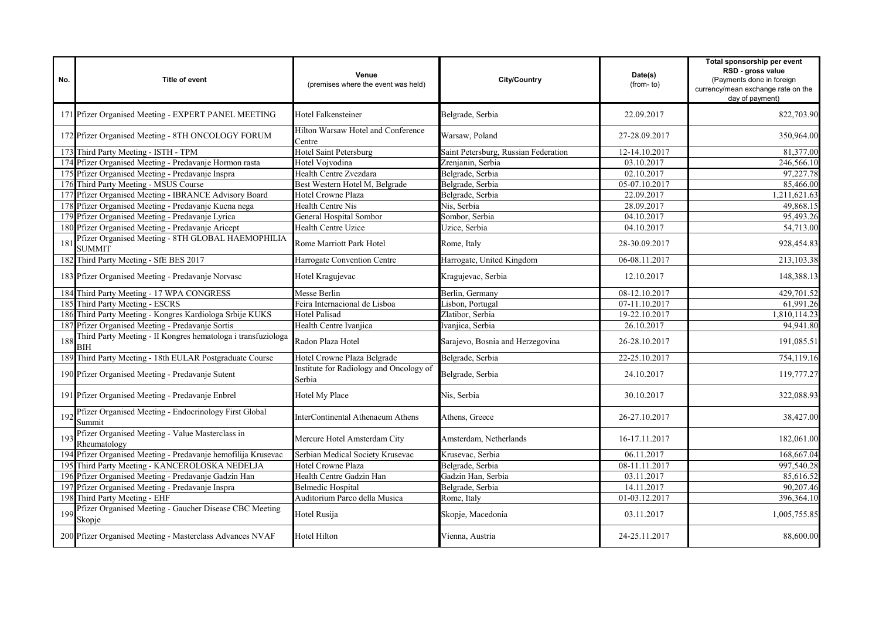| No. | Title of event | Venue (premises where the event was held) | City/Country | Date(s) (from- to) | Total sponsorship per event RSD - gross value (Payments done in foreign currency/mean exchange rate on the day of payment) |
|---|---|---|---|---|---|
| 171 | Pfizer Organised Meeting - EXPERT PANEL MEETING | Hotel Falkensteiner | Belgrade, Serbia | 22.09.2017 | 822,703.90 |
| 172 | Pfizer Organised Meeting - 8TH ONCOLOGY FORUM | Hilton Warsaw Hotel and Conference Centre | Warsaw, Poland | 27-28.09.2017 | 350,964.00 |
| 173 | Third Party Meeting - ISTH - TPM | Hotel Saint Petersburg | Saint Petersburg, Russian Federation | 12-14.10.2017 | 81,377.00 |
| 174 | Pfizer Organised Meeting - Predavanje Hormon rasta | Hotel Vojvodina | Zrenjanin, Serbia | 03.10.2017 | 246,566.10 |
| 175 | Pfizer Organised Meeting - Predavanje Inspra | Health Centre Zvezdara | Belgrade, Serbia | 02.10.2017 | 97,227.78 |
| 176 | Third Party Meeting - MSUS Course | Best Western Hotel M, Belgrade | Belgrade, Serbia | 05-07.10.2017 | 85,466.00 |
| 177 | Pfizer Organised Meeting - IBRANCE Advisory Board | Hotel Crowne Plaza | Belgrade, Serbia | 22.09.2017 | 1,211,621.63 |
| 178 | Pfizer Organised Meeting - Predavanje Kucna nega | Health Centre Nis | Nis, Serbia | 28.09.2017 | 49,868.15 |
| 179 | Pfizer Organised Meeting - Predavanje Lyrica | General Hospital Sombor | Sombor, Serbia | 04.10.2017 | 95,493.26 |
| 180 | Pfizer Organised Meeting - Predavanje Aricept | Health Centre Uzice | Uzice, Serbia | 04.10.2017 | 54,713.00 |
| 181 | Pfizer Organised Meeting - 8TH GLOBAL HAEMOPHILIA SUMMIT | Rome Marriott Park Hotel | Rome, Italy | 28-30.09.2017 | 928,454.83 |
| 182 | Third Party Meeting - SfE BES 2017 | Harrogate Convention Centre | Harrogate, United Kingdom | 06-08.11.2017 | 213,103.38 |
| 183 | Pfizer Organised Meeting - Predavanje Norvasc | Hotel Kragujevac | Kragujevac, Serbia | 12.10.2017 | 148,388.13 |
| 184 | Third Party Meeting - 17 WPA CONGRESS | Messe Berlin | Berlin, Germany | 08-12.10.2017 | 429,701.52 |
| 185 | Third Party Meeting - ESCRS | Feira Internacional de Lisboa | Lisbon, Portugal | 07-11.10.2017 | 61,991.26 |
| 186 | Third Party Meeting - Kongres Kardiologa Srbije KUKS | Hotel Palisad | Zlatibor, Serbia | 19-22.10.2017 | 1,810,114.23 |
| 187 | Pfizer Organised Meeting - Predavanje Sortis | Health Centre Ivanjica | Ivanjica, Serbia | 26.10.2017 | 94,941.80 |
| 188 | Third Party Meeting - II Kongres hematologa i transfuziologa BIH | Radon Plaza Hotel | Sarajevo, Bosnia and Herzegovina | 26-28.10.2017 | 191,085.51 |
| 189 | Third Party Meeting - 18th EULAR Postgraduate Course | Hotel Crowne Plaza Belgrade | Belgrade, Serbia | 22-25.10.2017 | 754,119.16 |
| 190 | Pfizer Organised Meeting - Predavanje Sutent | Institute for Radiology and Oncology of Serbia | Belgrade, Serbia | 24.10.2017 | 119,777.27 |
| 191 | Pfizer Organised Meeting - Predavanje Enbrel | Hotel My Place | Nis, Serbia | 30.10.2017 | 322,088.93 |
| 192 | Pfizer Organised Meeting - Endocrinology First Global Summit | InterContinental Athenaeum Athens | Athens, Greece | 26-27.10.2017 | 38,427.00 |
| 193 | Pfizer Organised Meeting - Value Masterclass in Rheumatology | Mercure Hotel Amsterdam City | Amsterdam, Netherlands | 16-17.11.2017 | 182,061.00 |
| 194 | Pfizer Organised Meeting - Predavanje hemofilija Krusevac | Serbian Medical Society Krusevac | Krusevac, Serbia | 06.11.2017 | 168,667.04 |
| 195 | Third Party Meeting - KANCEROLOSKA NEDELJA | Hotel Crowne Plaza | Belgrade, Serbia | 08-11.11.2017 | 997,540.28 |
| 196 | Pfizer Organised Meeting - Predavanje Gadzin Han | Health Centre Gadzin Han | Gadzin Han, Serbia | 03.11.2017 | 85,616.52 |
| 197 | Pfizer Organised Meeting - Predavanje Inspra | Belmedic Hospital | Belgrade, Serbia | 14.11.2017 | 90,207.46 |
| 198 | Third Party Meeting - EHF | Auditorium Parco della Musica | Rome, Italy | 01-03.12.2017 | 396,364.10 |
| 199 | Pfizer Organised Meeting - Gaucher Disease CBC Meeting Skopje | Hotel Rusija | Skopje, Macedonia | 03.11.2017 | 1,005,755.85 |
| 200 | Pfizer Organised Meeting - Masterclass Advances NVAF | Hotel Hilton | Vienna, Austria | 24-25.11.2017 | 88,600.00 |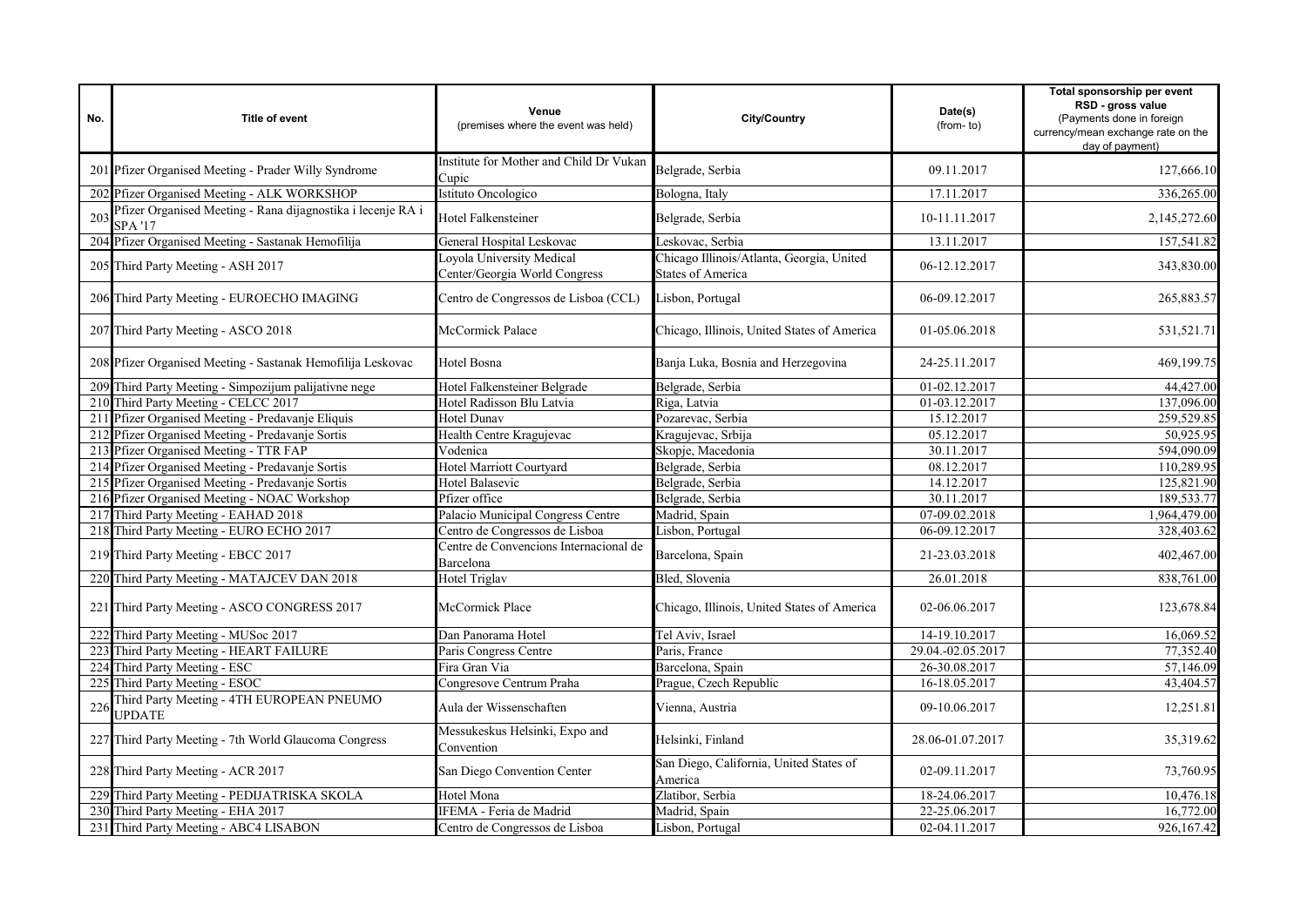| No. | Title of event | Venue (premises where the event was held) | City/Country | Date(s) (from- to) | Total sponsorship per event RSD - gross value (Payments done in foreign currency/mean exchange rate on the day of payment) |
|---|---|---|---|---|---|
| 201 | Pfizer Organised Meeting - Prader Willy Syndrome | Institute for Mother and Child Dr Vukan Cupic | Belgrade, Serbia | 09.11.2017 | 127,666.10 |
| 202 | Pfizer Organised Meeting - ALK WORKSHOP | Istituto Oncologico | Bologna, Italy | 17.11.2017 | 336,265.00 |
| 203 | Pfizer Organised Meeting - Rana dijagnostika i lecenje RA i SPA '17 | Hotel Falkensteiner | Belgrade, Serbia | 10-11.11.2017 | 2,145,272.60 |
| 204 | Pfizer Organised Meeting - Sastanak Hemofilija | General Hospital Leskovac | Leskovac, Serbia | 13.11.2017 | 157,541.82 |
| 205 | Third Party Meeting - ASH 2017 | Loyola University Medical Center/Georgia World Congress | Chicago Illinois/Atlanta, Georgia, United States of America | 06-12.12.2017 | 343,830.00 |
| 206 | Third Party Meeting - EUROECHO IMAGING | Centro de Congressos de Lisboa (CCL) | Lisbon, Portugal | 06-09.12.2017 | 265,883.57 |
| 207 | Third Party Meeting - ASCO 2018 | McCormick Palace | Chicago, Illinois, United States of America | 01-05.06.2018 | 531,521.71 |
| 208 | Pfizer Organised Meeting - Sastanak Hemofilija Leskovac | Hotel Bosna | Banja Luka, Bosnia and Herzegovina | 24-25.11.2017 | 469,199.75 |
| 209 | Third Party Meeting - Simpozijum palijativne nege | Hotel Falkensteiner Belgrade | Belgrade, Serbia | 01-02.12.2017 | 44,427.00 |
| 210 | Third Party Meeting - CELCC 2017 | Hotel Radisson Blu Latvia | Riga, Latvia | 01-03.12.2017 | 137,096.00 |
| 211 | Pfizer Organised Meeting - Predavanje Eliquis | Hotel Dunav | Pozarevac, Serbia | 15.12.2017 | 259,529.85 |
| 212 | Pfizer Organised Meeting - Predavanje Sortis | Health Centre Kragujevac | Kragujevac, Srbija | 05.12.2017 | 50,925.95 |
| 213 | Pfizer Organised Meeting - TTR FAP | Vodenica | Skopje, Macedonia | 30.11.2017 | 594,090.09 |
| 214 | Pfizer Organised Meeting - Predavanje Sortis | Hotel Marriott Courtyard | Belgrade, Serbia | 08.12.2017 | 110,289.95 |
| 215 | Pfizer Organised Meeting - Predavanje Sortis | Hotel Balasevic | Belgrade, Serbia | 14.12.2017 | 125,821.90 |
| 216 | Pfizer Organised Meeting - NOAC Workshop | Pfizer office | Belgrade, Serbia | 30.11.2017 | 189,533.77 |
| 217 | Third Party Meeting - EAHAD 2018 | Palacio Municipal Congress Centre | Madrid, Spain | 07-09.02.2018 | 1,964,479.00 |
| 218 | Third Party Meeting - EURO ECHO 2017 | Centro de Congressos de Lisboa | Lisbon, Portugal | 06-09.12.2017 | 328,403.62 |
| 219 | Third Party Meeting - EBCC 2017 | Centre de Convencions Internacional de Barcelona | Barcelona, Spain | 21-23.03.2018 | 402,467.00 |
| 220 | Third Party Meeting - MATAJCEV DAN 2018 | Hotel Triglav | Bled, Slovenia | 26.01.2018 | 838,761.00 |
| 221 | Third Party Meeting - ASCO CONGRESS 2017 | McCormick Place | Chicago, Illinois, United States of America | 02-06.06.2017 | 123,678.84 |
| 222 | Third Party Meeting - MUSoc 2017 | Dan Panorama Hotel | Tel Aviv, Israel | 14-19.10.2017 | 16,069.52 |
| 223 | Third Party Meeting - HEART FAILURE | Paris Congress Centre | Paris, France | 29.04.-02.05.2017 | 77,352.40 |
| 224 | Third Party Meeting - ESC | Fira Gran Via | Barcelona, Spain | 26-30.08.2017 | 57,146.09 |
| 225 | Third Party Meeting - ESOC | Congresove Centrum Praha | Prague, Czech Republic | 16-18.05.2017 | 43,404.57 |
| 226 | Third Party Meeting - 4TH EUROPEAN PNEUMO UPDATE | Aula der Wissenschaften | Vienna, Austria | 09-10.06.2017 | 12,251.81 |
| 227 | Third Party Meeting - 7th World Glaucoma Congress | Messukeskus Helsinki, Expo and Convention | Helsinki, Finland | 28.06-01.07.2017 | 35,319.62 |
| 228 | Third Party Meeting - ACR 2017 | San Diego Convention Center | San Diego, California, United States of America | 02-09.11.2017 | 73,760.95 |
| 229 | Third Party Meeting - PEDIJATRISKA SKOLA | Hotel Mona | Zlatibor, Serbia | 18-24.06.2017 | 10,476.18 |
| 230 | Third Party Meeting - EHA 2017 | IFEMA - Feria de Madrid | Madrid, Spain | 22-25.06.2017 | 16,772.00 |
| 231 | Third Party Meeting - ABC4 LISABON | Centro de Congressos de Lisboa | Lisbon, Portugal | 02-04.11.2017 | 926,167.42 |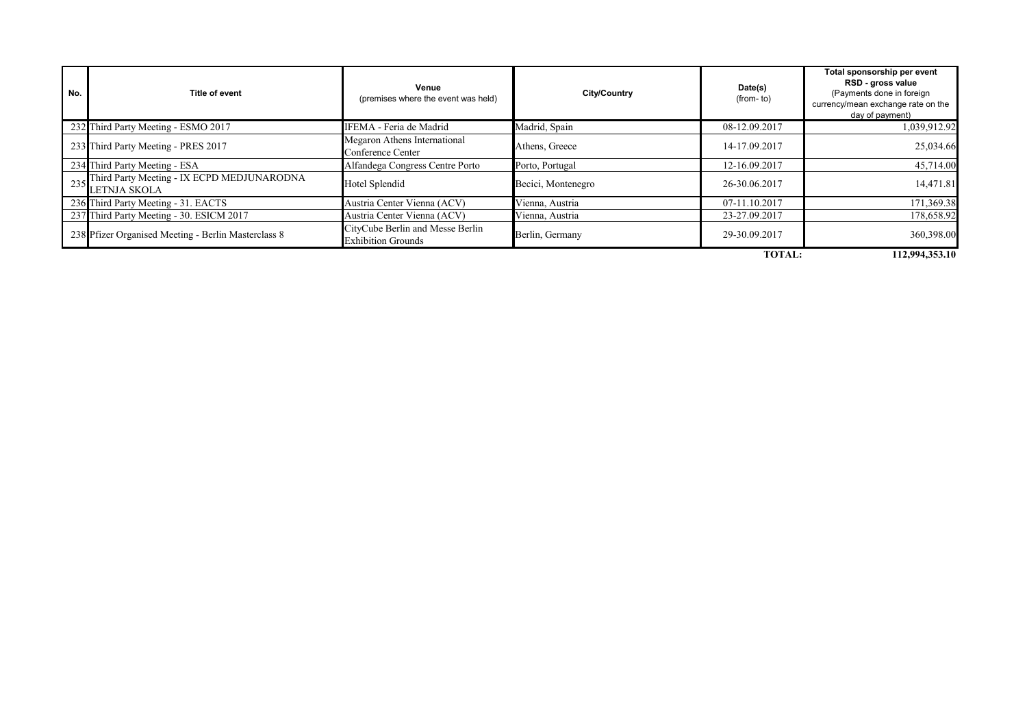| No. | Title of event | Venue (premises where the event was held) | City/Country | Date(s) (from- to) | Total sponsorship per event RSD - gross value (Payments done in foreign currency/mean exchange rate on the day of payment) |
|---|---|---|---|---|---|
| 232 | Third Party Meeting - ESMO 2017 | IFEMA - Feria de Madrid | Madrid, Spain | 08-12.09.2017 | 1,039,912.92 |
| 233 | Third Party Meeting - PRES 2017 | Megaron Athens International Conference Center | Athens, Greece | 14-17.09.2017 | 25,034.66 |
| 234 | Third Party Meeting - ESA | Alfandega Congress Centre Porto | Porto, Portugal | 12-16.09.2017 | 45,714.00 |
| 235 | Third Party Meeting - IX ECPD MEDJUNARODNA LETNJA SKOLA | Hotel Splendid | Becici, Montenegro | 26-30.06.2017 | 14,471.81 |
| 236 | Third Party Meeting - 31. EACTS | Austria Center Vienna (ACV) | Vienna, Austria | 07-11.10.2017 | 171,369.38 |
| 237 | Third Party Meeting - 30. ESICM 2017 | Austria Center Vienna (ACV) | Vienna, Austria | 23-27.09.2017 | 178,658.92 |
| 238 | Pfizer Organised Meeting - Berlin Masterclass 8 | CityCube Berlin and Messe Berlin Exhibition Grounds | Berlin, Germany | 29-30.09.2017 | 360,398.00 |
| | | | | **TOTAL:** | **112,994,353.10** |